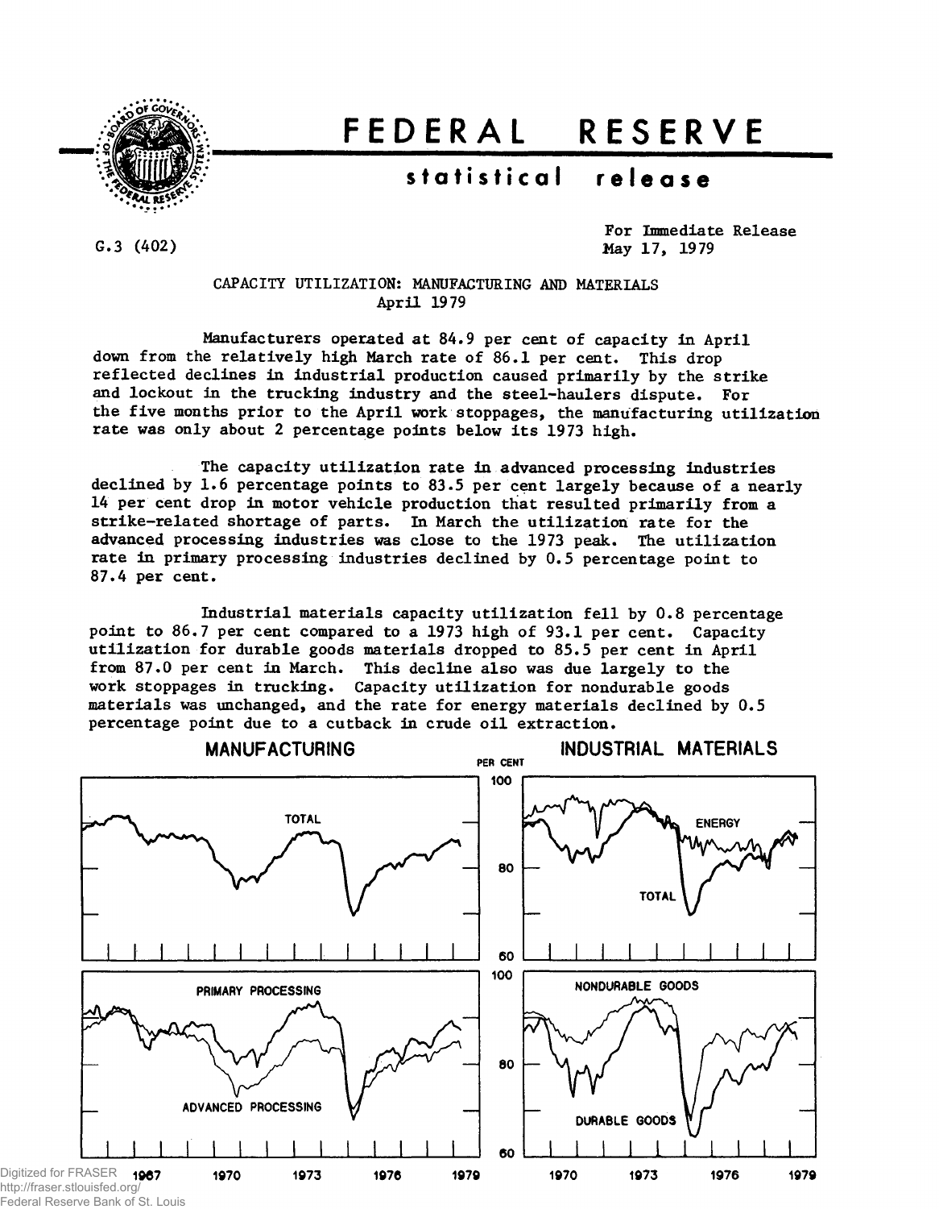# FEDERAL RESERVE

## statistical release

G.3 (402)

For Immediate Release
May 17, 1979

### CAPACITY UTILIZATION: MANUFACTURING AND MATERIALS
### April 1979

Manufacturers operated at 84.9 per cent of capacity in April down from the relatively high March rate of 86.1 per cent. This drop reflected declines in industrial production caused primarily by the strike and lockout in the trucking industry and the steel-haulers dispute. For the five months prior to the April work stoppages, the manufacturing utilization rate was only about 2 percentage points below its 1973 high.

The capacity utilization rate in advanced processing industries declined by 1.6 percentage points to 83.5 per cent largely because of a nearly 14 per cent drop in motor vehicle production that resulted primarily from a strike-related shortage of parts. In March the utilization rate for the advanced processing industries was close to the 1973 peak. The utilization rate in primary processing industries declined by 0.5 percentage point to 87.4 per cent.

Industrial materials capacity utilization fell by 0.8 percentage point to 86.7 per cent compared to a 1973 high of 93.1 per cent. Capacity utilization for durable goods materials dropped to 85.5 per cent in April from 87.0 per cent in March. This decline also was due largely to the work stoppages in trucking. Capacity utilization for nondurable goods materials was unchanged, and the rate for energy materials declined by 0.5 percentage point due to a cutback in crude oil extraction.

MANUFACTURING — INDUSTRIAL MATERIALS

PER CENT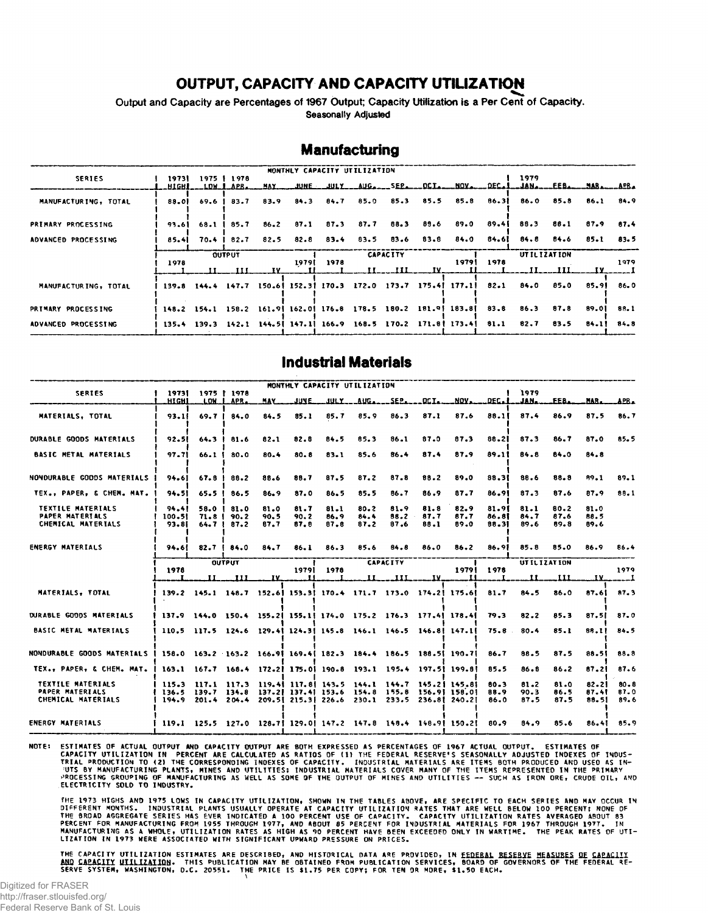# OUTPUT, CAPACITY AND CAPACITY UTILIZATION

Output and Capacity are Percentages of 1967 Output; Capacity Utilization is a Per Cent of Capacity.
Seasonally Adjusted

## Manufacturing

| SERIES | 1973 HIGH | 1975 LOW | 1978 APR. | MAY | JUNE | JULY | AUG. | SEP. | OCT. | NOV. | DEC. | 1979 JAN. | FEB. | MAR. | APR. |
|---|---|---|---|---|---|---|---|---|---|---|---|---|---|---|---|
| | MONTHLY CAPACITY UTILIZATION | | | | | | | | | | | | | | |
| MANUFACTURING, TOTAL | 88.0 | 69.6 | 83.7 | 83.9 | 84.3 | 84.7 | 85.0 | 85.3 | 85.5 | 85.8 | 86.3 | 86.0 | 85.8 | 86.1 | 84.9 |
| PRIMARY PROCESSING | 93.6 | 68.1 | 85.7 | 86.2 | 87.1 | 87.3 | 87.7 | 88.3 | 88.6 | 89.0 | 89.4 | 88.3 | 88.1 | 87.9 | 87.4 |
| ADVANCED PROCESSING | 85.4 | 70.4 | 82.7 | 82.5 | 82.8 | 83.4 | 83.5 | 83.6 | 83.8 | 84.0 | 84.6 | 84.8 | 84.6 | 85.1 | 83.5 |

| | OUTPUT 1978 I | II | III | IV | 1979 I | CAPACITY 1978 I | II | III | IV | 1979 I | UTILIZATION 1978 I | II | III | IV | 1979 I |
|---|---|---|---|---|---|---|---|---|---|---|---|---|---|---|---|
| MANUFACTURING, TOTAL | 139.8 | 144.4 | 147.7 | 150.6 | 152.3 | 170.3 | 172.0 | 173.7 | 175.4 | 177.1 | 82.1 | 84.0 | 85.0 | 85.9 | 86.0 |
| PRIMARY PROCESSING | 148.2 | 154.1 | 158.2 | 161.9 | 162.0 | 176.8 | 178.5 | 180.2 | 181.9 | 183.8 | 83.8 | 86.3 | 87.8 | 89.0 | 88.1 |
| ADVANCED PROCESSING | 135.4 | 139.3 | 142.1 | 144.5 | 147.1 | 166.9 | 168.5 | 170.2 | 171.8 | 173.4 | 81.1 | 82.7 | 83.5 | 84.1 | 84.8 |

## Industrial Materials

| SERIES | 1973 HIGH | 1975 LOW | 1978 APR. | MAY | JUNE | JULY | AUG. | SEP. | OCT. | NOV. | DEC. | 1979 JAN. | FEB. | MAR. | APR. |
|---|---|---|---|---|---|---|---|---|---|---|---|---|---|---|---|
| | MONTHLY CAPACITY UTILIZATION | | | | | | | | | | | | | | |
| MATERIALS, TOTAL | 93.1 | 69.7 | 84.0 | 84.5 | 85.1 | 85.7 | 85.9 | 86.3 | 87.1 | 87.6 | 88.1 | 87.4 | 86.9 | 87.5 | 86.7 |
| DURABLE GOODS MATERIALS | 92.5 | 64.3 | 81.6 | 82.1 | 82.8 | 84.5 | 85.3 | 86.1 | 87.0 | 87.3 | 88.2 | 87.3 | 86.7 | 87.0 | 85.5 |
| BASIC METAL MATERIALS | 97.7 | 66.1 | 80.0 | 80.4 | 80.8 | 83.1 | 85.6 | 86.4 | 87.4 | 87.9 | 89.1 | 84.8 | 84.0 | 84.8 | |
| NONDURABLE GOODS MATERIALS | 94.6 | 67.8 | 88.2 | 88.6 | 88.7 | 87.5 | 87.2 | 87.8 | 88.2 | 89.0 | 88.3 | 88.6 | 88.8 | 89.1 | 89.1 |
| TEX., PAPER, & CHEM. MAT. | 94.5 | 65.5 | 86.5 | 86.9 | 87.0 | 86.5 | 85.5 | 86.7 | 86.9 | 87.7 | 86.9 | 87.3 | 87.6 | 87.9 | 88.1 |
| TEXTILE MATERIALS | 94.4 | 58.0 | 81.0 | 81.0 | 81.7 | 81.1 | 80.2 | 81.9 | 81.8 | 82.9 | 81.9 | 81.1 | 80.2 | 81.0 | |
| PAPER MATERIALS | 100.5 | 71.8 | 90.2 | 90.5 | 90.2 | 86.9 | 84.4 | 88.2 | 87.7 | 87.7 | 86.8 | 84.7 | 87.6 | 88.5 | |
| CHEMICAL MATERIALS | 93.8 | 64.7 | 87.2 | 87.7 | 87.8 | 87.8 | 87.2 | 87.6 | 88.1 | 89.0 | 88.3 | 89.6 | 89.8 | 89.6 | |
| ENERGY MATERIALS | 94.6 | 82.7 | 84.0 | 84.7 | 86.1 | 86.3 | 85.6 | 84.8 | 86.0 | 86.2 | 86.9 | 85.8 | 85.0 | 86.9 | 86.4 |

| | OUTPUT 1978 I | II | III | IV | 1979 I | CAPACITY 1978 I | II | III | IV | 1979 I | UTILIZATION 1978 I | II | III | IV | 1979 I |
|---|---|---|---|---|---|---|---|---|---|---|---|---|---|---|---|
| MATERIALS, TOTAL | 139.2 | 145.1 | 148.7 | 152.6 | 153.3 | 170.4 | 171.7 | 173.0 | 174.2 | 175.6 | 81.7 | 84.5 | 86.0 | 87.6 | 87.3 |
| DURABLE GOODS MATERIALS | 137.9 | 144.0 | 150.4 | 155.2 | 155.1 | 174.0 | 175.2 | 176.3 | 177.4 | 178.4 | 79.3 | 82.2 | 85.3 | 87.5 | 87.0 |
| BASIC METAL MATERIALS | 110.5 | 117.5 | 124.6 | 129.4 | 124.3 | 145.8 | 146.1 | 146.5 | 146.8 | 147.1 | 75.8 | 80.4 | 85.1 | 88.1 | 84.5 |
| NONDURABLE GOODS MATERIALS | 158.0 | 163.2 | 163.2 | 166.9 | 169.4 | 182.3 | 184.4 | 186.5 | 188.5 | 190.7 | 86.7 | 88.5 | 87.5 | 88.5 | 88.8 |
| TEX., PAPER, & CHEM. MAT. | 163.1 | 167.7 | 168.4 | 172.2 | 175.0 | 190.8 | 193.1 | 195.4 | 197.5 | 199.8 | 85.5 | 86.8 | 86.2 | 87.2 | 87.6 |
| TEXTILE MATERIALS | 115.3 | 117.1 | 117.3 | 119.4 | 117.8 | 143.5 | 144.1 | 144.7 | 145.2 | 145.8 | 80.3 | 81.2 | 81.0 | 82.2 | 80.8 |
| PAPER MATERIALS | 136.5 | 139.7 | 134.8 | 137.2 | 137.4 | 153.6 | 154.8 | 155.8 | 156.9 | 158.0 | 88.9 | 90.3 | 86.5 | 87.4 | 87.0 |
| CHEMICAL MATERIALS | 194.9 | 201.4 | 204.4 | 209.5 | 215.3 | 226.6 | 230.1 | 233.5 | 236.8 | 240.2 | 86.0 | 87.5 | 87.5 | 88.5 | 89.6 |
| ENERGY MATERIALS | 119.1 | 125.5 | 127.0 | 128.7 | 129.0 | 147.2 | 147.8 | 148.4 | 148.9 | 150.2 | 80.9 | 84.9 | 85.6 | 86.4 | 85.9 |

NOTE: ESTIMATES OF ACTUAL OUTPUT AND CAPACITY OUTPUT ARE BOTH EXPRESSED AS PERCENTAGES OF 1967 ACTUAL OUTPUT. ESTIMATES OF CAPACITY UTILIZATION IN PERCENT ARE CALCULATED AS RATIOS OF (1) THE FEDERAL RESERVE'S SEASONALLY ADJUSTED INDEXES OF INDUSTRIAL PRODUCTION TO (2) THE CORRESPONDING INDEXES OF CAPACITY. INDUSTRIAL MATERIALS ARE ITEMS BOTH PRODUCED AND USED AS INPUTS BY MANUFACTURING PLANTS, MINES AND UTILITIES; INDUSTRIAL MATERIALS COVER MANY OF THE ITEMS REPRESENTED IN THE PRIMARY PROCESSING GROUPING OF MANUFACTURING AS WELL AS SOME OF THE OUTPUT OF MINES AND UTILITIES -- SUCH AS IRON ORE, CRUDE OIL, AND ELECTRICITY SOLD TO INDUSTRY.

THE 1973 HIGHS AND 1975 LOWS IN CAPACITY UTILIZATION, SHOWN IN THE TABLES ABOVE, ARE SPECIFIC TO EACH SERIES AND MAY OCCUR IN DIFFERENT MONTHS. INDUSTRIAL PLANTS USUALLY OPERATE AT CAPACITY UTILIZATION RATES THAT ARE WELL BELOW 100 PERCENT; NONE OF THE BROAD AGGREGATE SERIES HAS EVER INDICATED A 100 PERCENT USE OF CAPACITY. CAPACITY UTILIZATION RATES AVERAGED ABOUT 83 PERCENT FOR MANUFACTURING FROM 1955 THROUGH 1977, AND ABOUT 85 PERCENT FOR INDUSTRIAL MATERIALS FOR 1967 THROUGH 1977. IN MANUFACTURING AS A WHOLE, UTILIZATION RATES AS HIGH AS 90 PERCENT HAVE BEEN EXCEEDED ONLY IN WARTIME. THE PEAK RATES OF UTILIZATION IN 1973 WERE ASSOCIATED WITH SIGNIFICANT UPWARD PRESSURE ON PRICES.

THE CAPACITY UTILIZATION ESTIMATES ARE DESCRIBED, AND HISTORICAL DATA ARE PROVIDED, IN <u>FEDERAL RESERVE MEASURES OF CAPACITY AND CAPACITY UTILIZATION</u>. THIS PUBLICATION MAY BE OBTAINED FROM PUBLICATION SERVICES, BOARD OF GOVERNORS OF THE FEDERAL RESERVE SYSTEM, WASHINGTON, D.C. 20551. THE PRICE IS $1.75 PER COPY; FOR TEN OR MORE, $1.50 EACH.